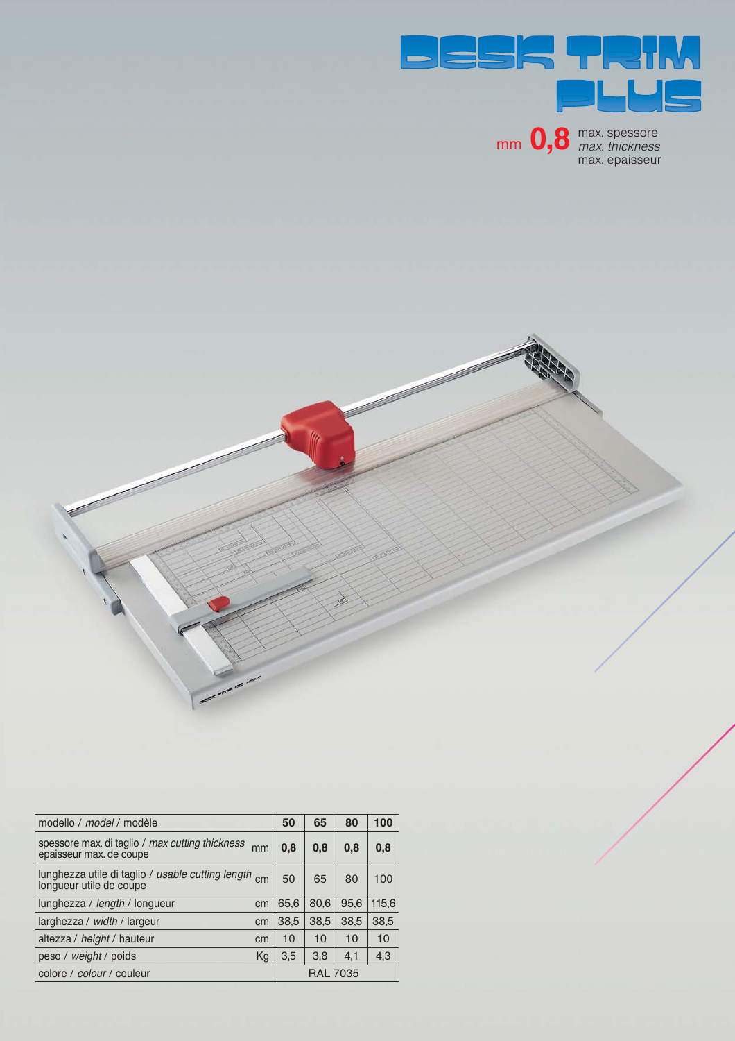# DESK TRIM PLUS

mm **0,8** max. spessore / *max. thickness* / max. epaisseur

| modello / *model* / modèle | | 50 | 65 | 80 | 100 |
|---|---|---|---|---|---|
| spessore max. di taglio / *max cutting thickness* epaisseur max. de coupe | mm | 0,8 | 0,8 | 0,8 | 0,8 |
| lunghezza utile di taglio / *usable cutting length* longueur utile de coupe | cm | 50 | 65 | 80 | 100 |
| lunghezza / *length* / longueur | cm | 65,6 | 80,6 | 95,6 | 115,6 |
| larghezza / *width* / largeur | cm | 38,5 | 38,5 | 38,5 | 38,5 |
| altezza / *height* / hauteur | cm | 10 | 10 | 10 | 10 |
| peso / *weight* / poids | Kg | 3,5 | 3,8 | 4,1 | 4,3 |
| colore / *colour* / couleur | | RAL 7035 | | | |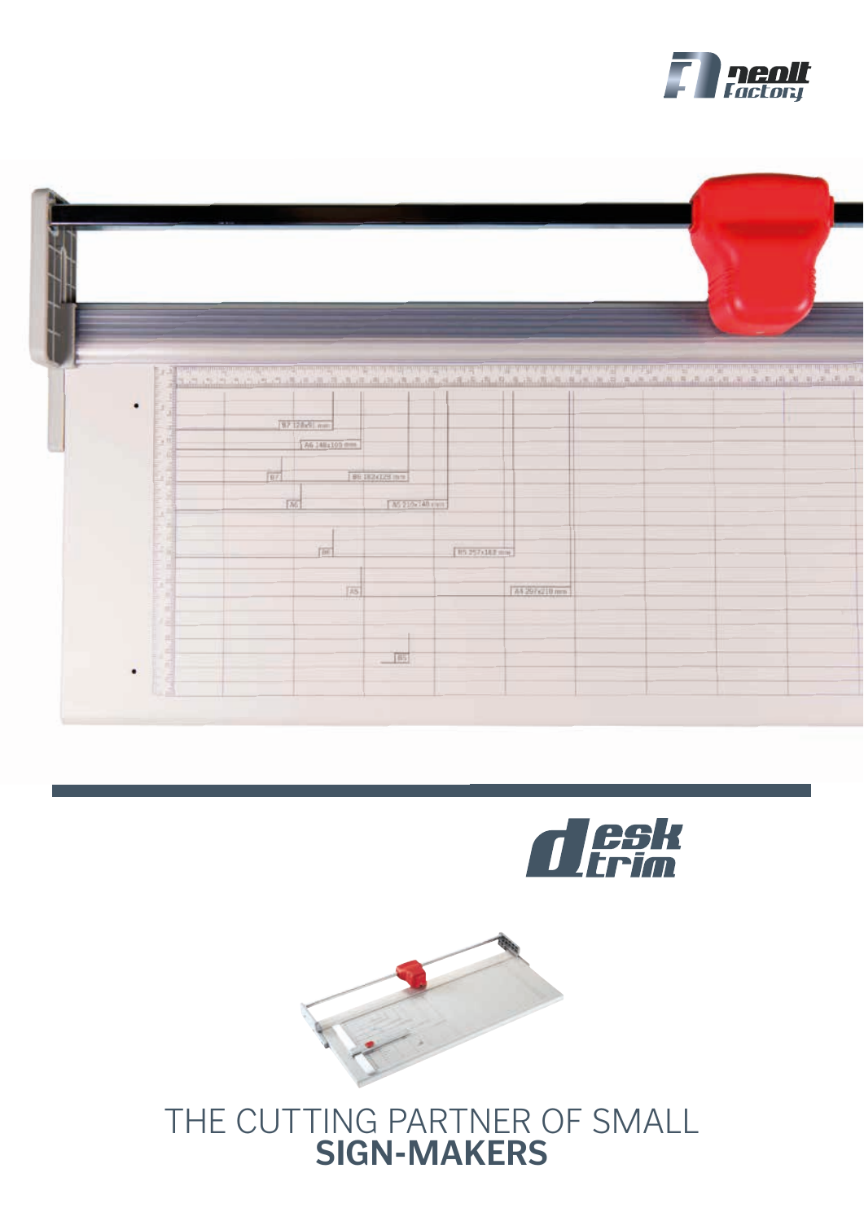# THE CUTTING PARTNER OF SMALL **SIGN-MAKERS**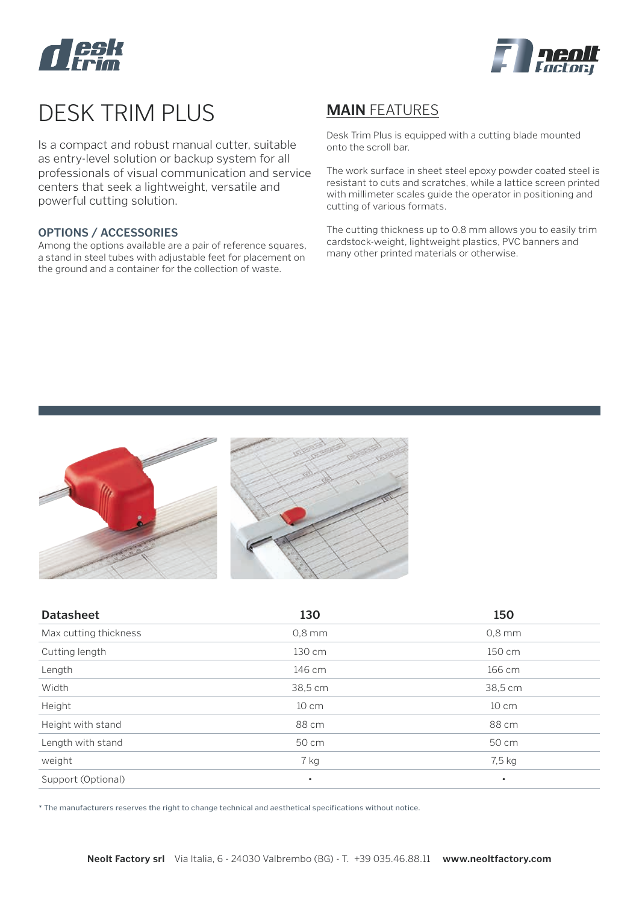# DESK TRIM PLUS

Is a compact and robust manual cutter, suitable as entry-level solution or backup system for all professionals of visual communication and service centers that seek a lightweight, versatile and powerful cutting solution.

### OPTIONS / ACCESSORIES

Among the options available are a pair of reference squares, a stand in steel tubes with adjustable feet for placement on the ground and a container for the collection of waste.

## **MAIN** FEATURES

Desk Trim Plus is equipped with a cutting blade mounted onto the scroll bar.

The work surface in sheet steel epoxy powder coated steel is resistant to cuts and scratches, while a lattice screen printed with millimeter scales guide the operator in positioning and cutting of various formats.

The cutting thickness up to 0.8 mm allows you to easily trim cardstock-weight, lightweight plastics, PVC banners and many other printed materials or otherwise.

| **Datasheet** | **130** | **150** |
|---|---|---|
| Max cutting thickness | 0,8 mm | 0,8 mm |
| Cutting length | 130 cm | 150 cm |
| Length | 146 cm | 166 cm |
| Width | 38,5 cm | 38,5 cm |
| Height | 10 cm | 10 cm |
| Height with stand | 88 cm | 88 cm |
| Length with stand | 50 cm | 50 cm |
| weight | 7 kg | 7,5 kg |
| Support (Optional) | • | • |

* The manufacturers reserves the right to change technical and aesthetical specifications without notice.

**Neolt Factory srl** Via Italia, 6 - 24030 Valbrembo (BG) - T. +39 035.46.88.11 **www.neoltfactory.com**